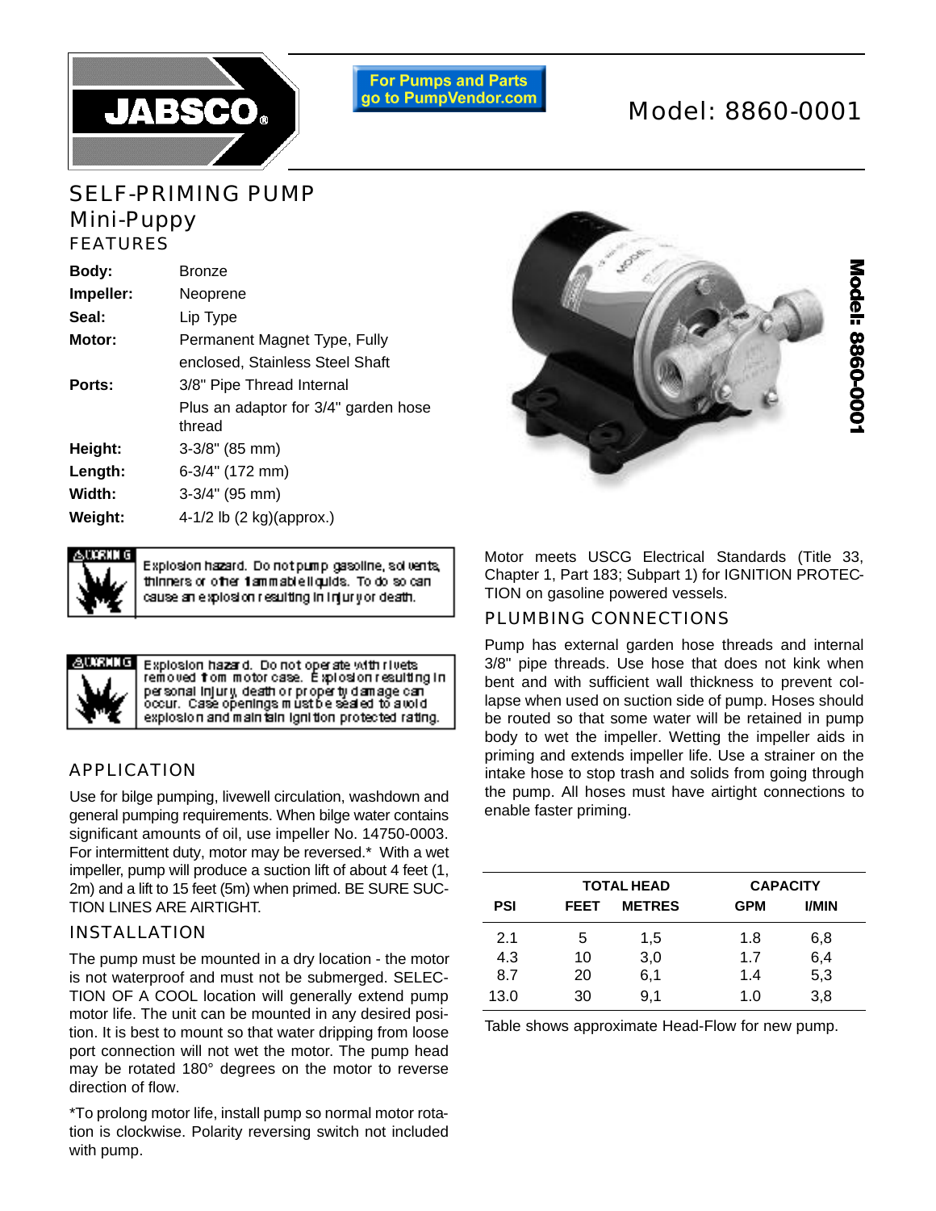JABSCO®

For Pumps and Parts go to PumpVendor.com

# Model: 8860-0001

## SELF-PRIMING PUMP

## Mini-Puppy

### FEATURES

| | |
|---|---|
| **Body:** | Bronze |
| **Impeller:** | Neoprene |
| **Seal:** | Lip Type |
| **Motor:** | Permanent Magnet Type, Fully enclosed, Stainless Steel Shaft |
| **Ports:** | 3/8" Pipe Thread Internal<br>Plus an adaptor for 3/4" garden hose thread |
| **Height:** | 3-3/8" (85 mm) |
| **Length:** | 6-3/4" (172 mm) |
| **Width:** | 3-3/4" (95 mm) |
| **Weight:** | 4-1/2 lb (2 kg)(approx.) |

Model: 8860-0001

**⚠WARNING** Explosion hazard. Do not pump gasoline, solvents, thinners or other flammable liquids. To do so can cause an explosion resulting in injury or death.

**⚠WARNING** Explosion hazard. Do not operate with rivets removed from motor case. Explosion resulting in personal injury, death or property damage can occur. Case openings must be sealed to avoid explosion and maintain ignition protected rating.

Motor meets USCG Electrical Standards (Title 33, Chapter 1, Part 183; Subpart 1) for IGNITION PROTECTION on gasoline powered vessels.

### APPLICATION

Use for bilge pumping, livewell circulation, washdown and general pumping requirements. When bilge water contains significant amounts of oil, use impeller No. 14750-0003. For intermittent duty, motor may be reversed.* With a wet impeller, pump will produce a suction lift of about 4 feet (1,2m) and a lift to 15 feet (5m) when primed. BE SURE SUCTION LINES ARE AIRTIGHT.

### INSTALLATION

The pump must be mounted in a dry location - the motor is not waterproof and must not be submerged. SELECTION OF A COOL location will generally extend pump motor life. The unit can be mounted in any desired position. It is best to mount so that water dripping from loose port connection will not wet the motor. The pump head may be rotated 180° degrees on the motor to reverse direction of flow.

*To prolong motor life, install pump so normal motor rotation is clockwise. Polarity reversing switch not included with pump.

### PLUMBING CONNECTIONS

Pump has external garden hose threads and internal 3/8" pipe threads. Use hose that does not kink when bent and with sufficient wall thickness to prevent collapse when used on suction side of pump. Hoses should be routed so that some water will be retained in pump body to wet the impeller. Wetting the impeller aids in priming and extends impeller life. Use a strainer on the intake hose to stop trash and solids from going through the pump. All hoses must have airtight connections to enable faster priming.

| | TOTAL HEAD | | CAPACITY | |
|---|---|---|---|---|
| **PSI** | **FEET** | **METRES** | **GPM** | **l/MIN** |
| 2.1 | 5 | 1,5 | 1.8 | 6,8 |
| 4.3 | 10 | 3,0 | 1.7 | 6,4 |
| 8.7 | 20 | 6,1 | 1.4 | 5,3 |
| 13.0 | 30 | 9,1 | 1.0 | 3,8 |

Table shows approximate Head-Flow for new pump.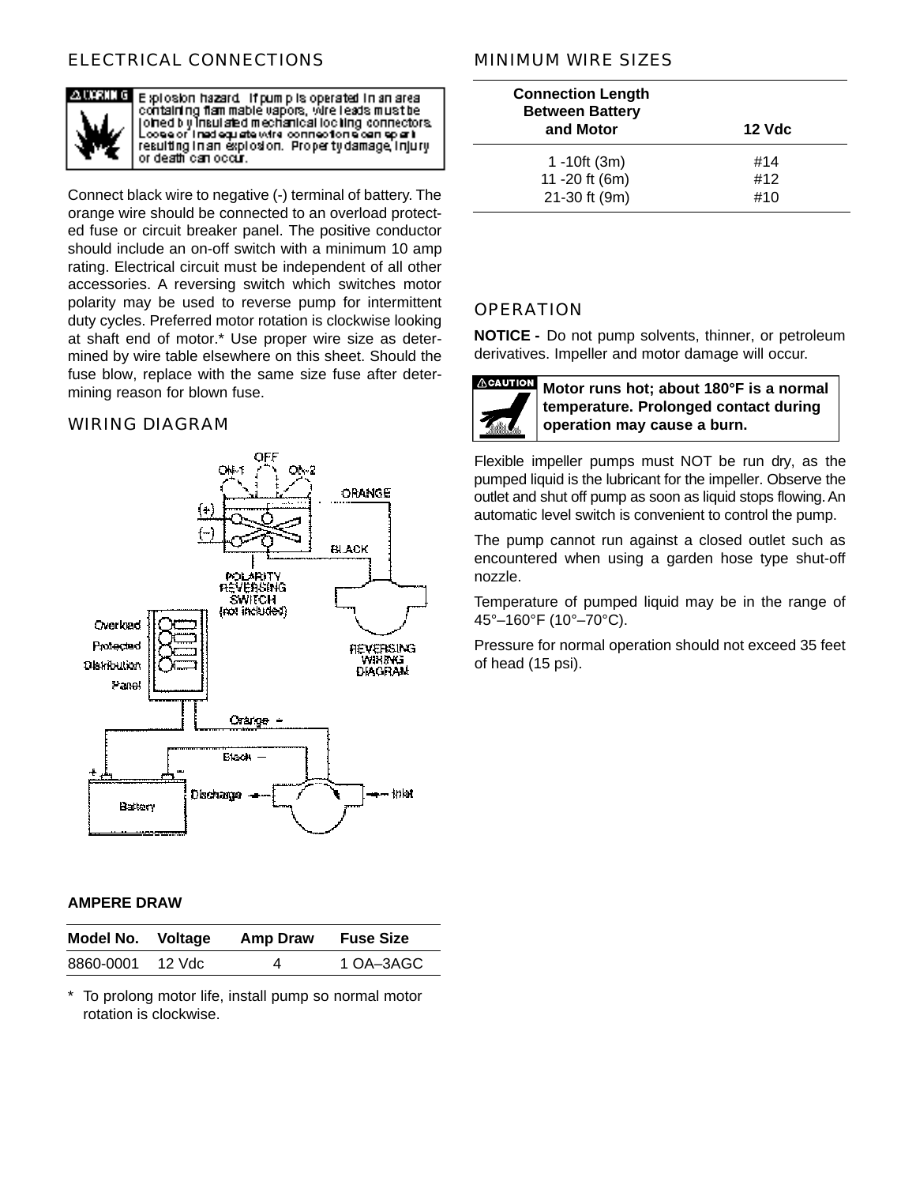## ELECTRICAL CONNECTIONS

**⚠ WARNING** Explosion hazard. If pump is operated in an area containing flammable vapors, wire leads must be joined by insulated mechanical locking connectors. Loose or inadequate wire connections can spark resulting in an explosion. Property damage, injury or death can occur.

Connect black wire to negative (-) terminal of battery. The orange wire should be connected to an overload protected fuse or circuit breaker panel. The positive conductor should include an on-off switch with a minimum 10 amp rating. Electrical circuit must be independent of all other accessories. A reversing switch which switches motor polarity may be used to reverse pump for intermittent duty cycles. Preferred motor rotation is clockwise looking at shaft end of motor.* Use proper wire size as determined by wire table elsewhere on this sheet. Should the fuse blow, replace with the same size fuse after determining reason for blown fuse.

## WIRING DIAGRAM

OFF, ON-1, ON-2, (+), (−), ORANGE, BLACK, POLARITY REVERSING SWITCH (not included), REVERSING WIRING DIAGRAM, Overload Protected Distribution Panel, Orange +, Black −, Battery, Discharge, Inlet

**AMPERE DRAW**

| Model No. | Voltage | Amp Draw | Fuse Size |
|---|---|---|---|
| 8860-0001 | 12 Vdc | 4 | 1 OA–3AGC |

\* To prolong motor life, install pump so normal motor rotation is clockwise.

## MINIMUM WIRE SIZES

| Connection Length Between Battery and Motor | 12 Vdc |
|---|---|
| 1 -10ft (3m) | #14 |
| 11 -20 ft (6m) | #12 |
| 21-30 ft (9m) | #10 |

## OPERATION

**NOTICE -** Do not pump solvents, thinner, or petroleum derivatives. Impeller and motor damage will occur.

**⚠CAUTION** **Motor runs hot; about 180°F is a normal temperature. Prolonged contact during operation may cause a burn.**

Flexible impeller pumps must NOT be run dry, as the pumped liquid is the lubricant for the impeller. Observe the outlet and shut off pump as soon as liquid stops flowing. An automatic level switch is convenient to control the pump.

The pump cannot run against a closed outlet such as encountered when using a garden hose type shut-off nozzle.

Temperature of pumped liquid may be in the range of 45°–160°F (10°–70°C).

Pressure for normal operation should not exceed 35 feet of head (15 psi).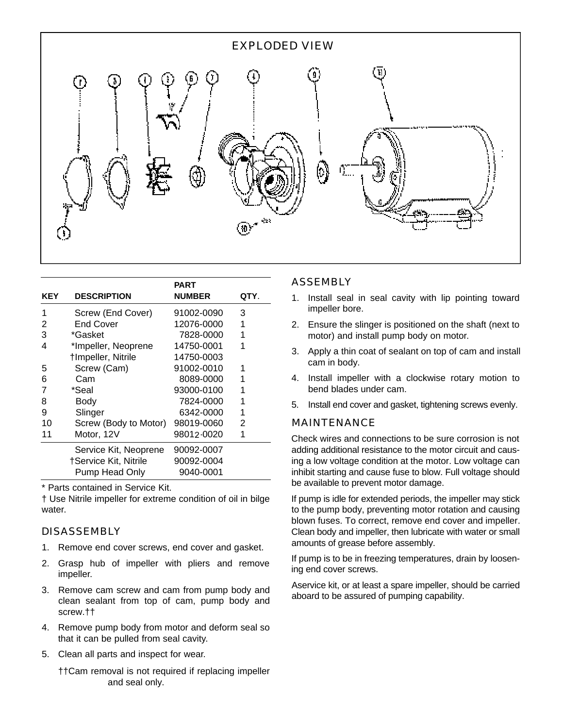## EXPLODED VIEW

| KEY | DESCRIPTION | PART NUMBER | QTY. |
|---|---|---|---|
| 1 | Screw (End Cover) | 91002-0090 | 3 |
| 2 | End Cover | 12076-0000 | 1 |
| 3 | *Gasket | 7828-0000 | 1 |
| 4 | *Impeller, Neoprene | 14750-0001 | 1 |
|  | †Impeller, Nitrile | 14750-0003 |  |
| 5 | Screw (Cam) | 91002-0010 | 1 |
| 6 | Cam | 8089-0000 | 1 |
| 7 | *Seal | 93000-0100 | 1 |
| 8 | Body | 7824-0000 | 1 |
| 9 | Slinger | 6342-0000 | 1 |
| 10 | Screw (Body to Motor) | 98019-0060 | 2 |
| 11 | Motor, 12V | 98012-0020 | 1 |
|  | Service Kit, Neoprene | 90092-0007 |  |
|  | †Service Kit, Nitrile | 90092-0004 |  |
|  | Pump Head Only | 9040-0001 |  |

* Parts contained in Service Kit.

† Use Nitrile impeller for extreme condition of oil in bilge water.

### DISASSEMBLY

1. Remove end cover screws, end cover and gasket.
2. Grasp hub of impeller with pliers and remove impeller.
3. Remove cam screw and cam from pump body and clean sealant from top of cam, pump body and screw.††
4. Remove pump body from motor and deform seal so that it can be pulled from seal cavity.
5. Clean all parts and inspect for wear.

††Cam removal is not required if replacing impeller and seal only.

### ASSEMBLY

1. Install seal in seal cavity with lip pointing toward impeller bore.
2. Ensure the slinger is positioned on the shaft (next to motor) and install pump body on motor.
3. Apply a thin coat of sealant on top of cam and install cam in body.
4. Install impeller with a clockwise rotary motion to bend blades under cam.
5. Install end cover and gasket, tightening screws evenly.

### MAINTENANCE

Check wires and connections to be sure corrosion is not adding additional resistance to the motor circuit and causing a low voltage condition at the motor. Low voltage can inhibit starting and cause fuse to blow. Full voltage should be available to prevent motor damage.

If pump is idle for extended periods, the impeller may stick to the pump body, preventing motor rotation and causing blown fuses. To correct, remove end cover and impeller. Clean body and impeller, then lubricate with water or small amounts of grease before assembly.

If pump is to be in freezing temperatures, drain by loosening end cover screws.

Aservice kit, or at least a spare impeller, should be carried aboard to be assured of pumping capability.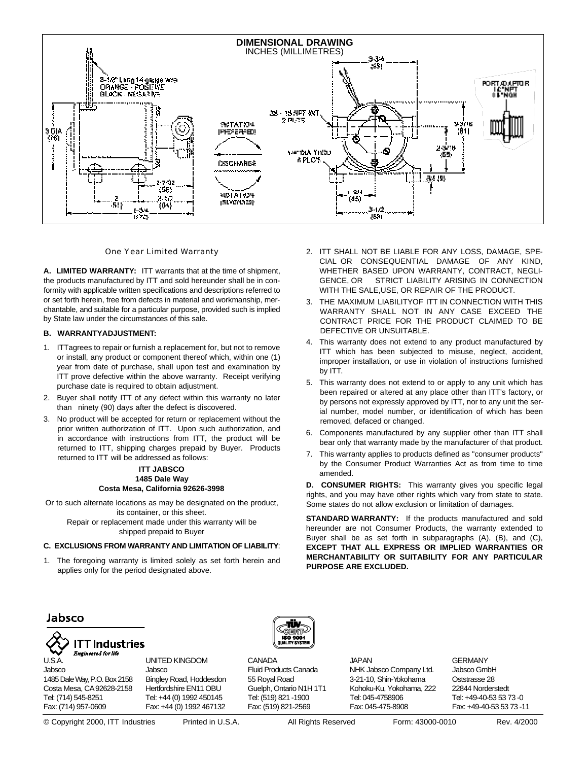## DIMENSIONAL DRAWING

INCHES (MILLIMETRES)

2-1/2" Long 14 gauge wire
ORANGE - POSITIVE
BLACK - NEGATIVE

3 DIA (76)

2 (51)

2-7/32 (56)

2-1/2 (64)

2-3/4 (70)

ROTATION (PREFERRED)

DISCHARGE

ROTATION (REVERSED)

3-3/4 (95)

3/8 - 18 NPT INT. 2 PLCS

1/4" DIA THRU 4 PLCS

3-3/16 (81)

2-3/16 (56)

.35 (9)

1-3/4 (45)

3-1/2 (89)

PORT ADAPTOR 1/2" NPT 3/8" HOSE

One Year Limited Warranty

**A. LIMITED WARRANTY:** ITT warrants that at the time of shipment, the products manufactured by ITT and sold hereunder shall be in conformity with applicable written specifications and descriptions referred to or set forth herein, free from defects in material and workmanship, merchantable, and suitable for a particular purpose, provided such is implied by State law under the circumstances of this sale.

**B. WARRANTYADJUSTMENT:**

1. ITTagrees to repair or furnish a replacement for, but not to remove or install, any product or component thereof which, within one (1) year from date of purchase, shall upon test and examination by ITT prove defective within the above warranty. Receipt verifying purchase date is required to obtain adjustment.
2. Buyer shall notify ITT of any defect within this warranty no later than ninety (90) days after the defect is discovered.
3. No product will be accepted for return or replacement without the prior written authorization of ITT. Upon such authorization, and in accordance with instructions from ITT, the product will be returned to ITT, shipping charges prepaid by Buyer. Products returned to ITT will be addressed as follows:

**ITT JABSCO**
**1485 Dale Way**
**Costa Mesa, California 92626-3998**

Or to such alternate locations as may be designated on the product, its container, or this sheet.
Repair or replacement made under this warranty will be shipped prepaid to Buyer

**C. EXCLUSIONS FROM WARRANTY AND LIMITATION OF LIABILITY**:

1. The foregoing warranty is limited solely as set forth herein and applies only for the period designated above.
2. ITT SHALL NOT BE LIABLE FOR ANY LOSS, DAMAGE, SPECIAL OR CONSEQUENTIAL DAMAGE OF ANY KIND, WHETHER BASED UPON WARRANTY, CONTRACT, NEGLIGENCE, OR STRICT LIABILITY ARISING IN CONNECTION WITH THE SALE,USE, OR REPAIR OF THE PRODUCT.
3. THE MAXIMUM LIABILITYOF ITT IN CONNECTION WITH THIS WARRANTY SHALL NOT IN ANY CASE EXCEED THE CONTRACT PRICE FOR THE PRODUCT CLAIMED TO BE DEFECTIVE OR UNSUITABLE.
4. This warranty does not extend to any product manufactured by ITT which has been subjected to misuse, neglect, accident, improper installation, or use in violation of instructions furnished by ITT.
5. This warranty does not extend to or apply to any unit which has been repaired or altered at any place other than ITT's factory, or by persons not expressly approved by ITT, nor to any unit the serial number, model number, or identification of which has been removed, defaced or changed.
6. Components manufactured by any supplier other than ITT shall bear only that warranty made by the manufacturer of that product.
7. This warranty applies to products defined as "consumer products" by the Consumer Product Warranties Act as from time to time amended.

**D. CONSUMER RIGHTS:** This warranty gives you specific legal rights, and you may have other rights which vary from state to state. Some states do not allow exclusion or limitation of damages.

**STANDARD WARRANTY:** If the products manufactured and sold hereunder are not Consumer Products, the warranty extended to Buyer shall be as set forth in subparagraphs (A), (B), and (C), **EXCEPT THAT ALL EXPRESS OR IMPLIED WARRANTIES OR MERCHANTABILITY OR SUITABILITY FOR ANY PARTICULAR PURPOSE ARE EXCLUDED.**

Jabsco

ITT Industries
*Engineered for life*

TÜV CERT ISO 9001 QUALITY SYSTEM

| U.S.A. | UNITED KINGDOM | CANADA | JAPAN | GERMANY |
|---|---|---|---|---|
| Jabsco | Jabsco | Fluid Products Canada | NHK Jabsco Company Ltd. | Jabsco GmbH |
| 1485 Dale Way, P.O. Box 2158 | Bingley Road, Hoddesdon | 55 Royal Road | 3-21-10, Shin-Yokohama | Oststrasse 28 |
| Costa Mesa, CA 92628-2158 | Hertfordshire EN11 OBU | Guelph, Ontario N1H 1T1 | Kohoku-Ku, Yokohama, 222 | 22844 Norderstedt |
| Tel: (714) 545-8251 | Tel: +44 (0) 1992 450145 | Tel: (519) 821 -1900 | Tel: 045-4758906 | Tel: +49-40-53 53 73 -0 |
| Fax: (714) 957-0609 | Fax: +44 (0) 1992 467132 | Fax: (519) 821-2569 | Fax: 045-475-8908 | Fax: +49-40-53 53 73 -11 |

© Copyright 2000, ITT Industries Printed in U.S.A. All Rights Reserved Form: 43000-0010 Rev. 4/2000